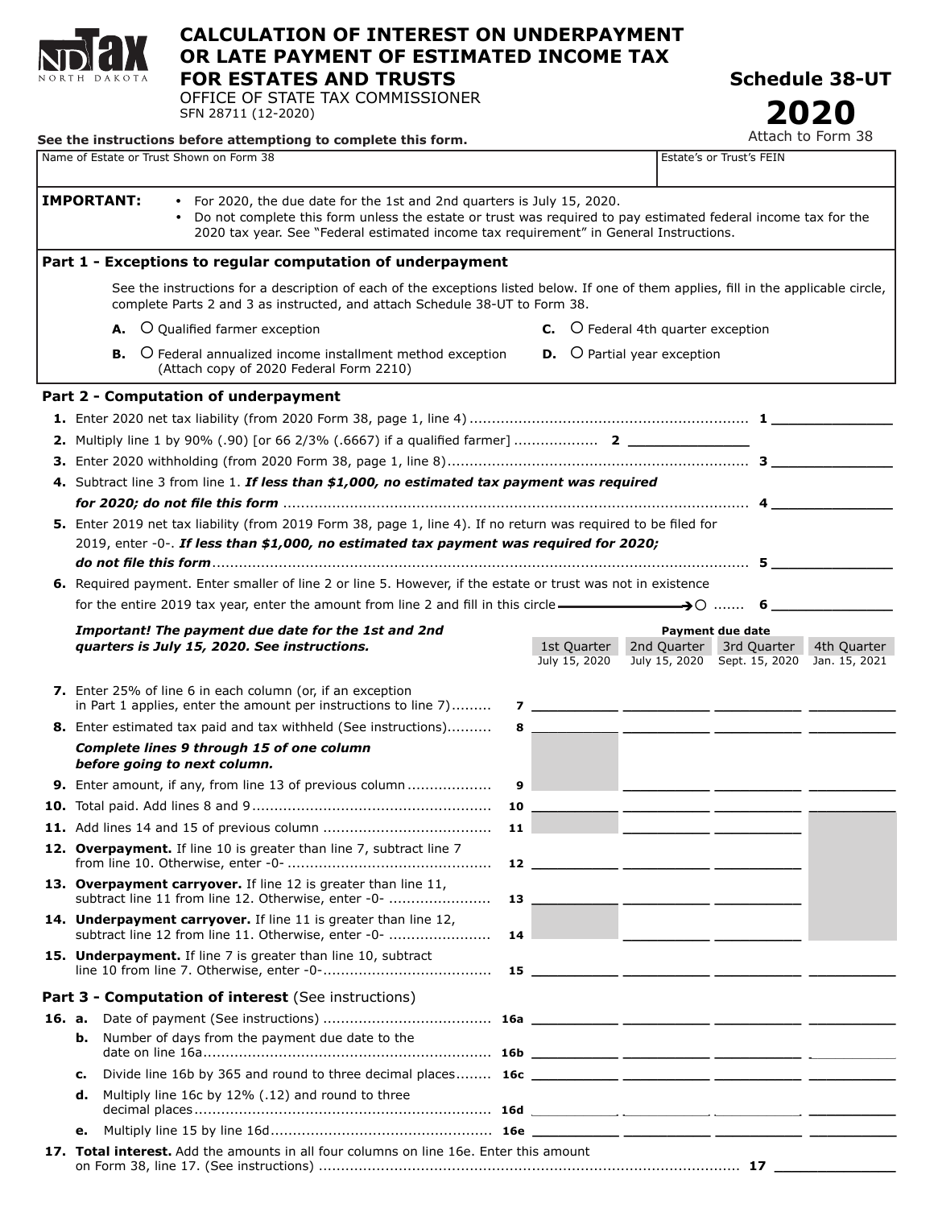# CALCULATION OF INTEREST ON UNDERPAYMENT OR LATE PAYMENT OF ESTIMATED INCOME TAX FOR ESTATES AND TRUSTS

OFFICE OF STATE TAX COMMISSIONER
SFN 28711 (12-2020)

**Schedule 38-UT**
**2020**
Attach to Form 38

**See the instructions before attemptiong to complete this form.**

| Name of Estate or Trust Shown on Form 38 | Estate's or Trust's FEIN |
|---|---|
| | |

**IMPORTANT:**
- For 2020, the due date for the 1st and 2nd quarters is July 15, 2020.
- Do not complete this form unless the estate or trust was required to pay estimated federal income tax for the 2020 tax year. See "Federal estimated income tax requirement" in General Instructions.

## Part 1 - Exceptions to regular computation of underpayment

See the instructions for a description of each of the exceptions listed below. If one of them applies, fill in the applicable circle, complete Parts 2 and 3 as instructed, and attach Schedule 38-UT to Form 38.

**A.** ○ Qualified farmer exception

**B.** ○ Federal annualized income installment method exception (Attach copy of 2020 Federal Form 2210)

**C.** ○ Federal 4th quarter exception

**D.** ○ Partial year exception

## Part 2 - Computation of underpayment

**1.** Enter 2020 net tax liability (from 2020 Form 38, page 1, line 4) .......... **1** ______

**2.** Multiply line 1 by 90% (.90) [or 66 2/3% (.6667) if a qualified farmer] .......... **2** ______

**3.** Enter 2020 withholding (from 2020 Form 38, page 1, line 8) .......... **3** ______

**4.** Subtract line 3 from line 1. ***If less than $1,000, no estimated tax payment was required for 2020; do not file this form*** .......... **4** ______

**5.** Enter 2019 net tax liability (from 2019 Form 38, page 1, line 4). If no return was required to be filed for 2019, enter -0-. ***If less than $1,000, no estimated tax payment was required for 2020; do not file this form*** .......... **5** ______

**6.** Required payment. Enter smaller of line 2 or line 5. However, if the estate or trust was not in existence for the entire 2019 tax year, enter the amount from line 2 and fill in this circle → ○ .......... **6** ______

***Important! The payment due date for the 1st and 2nd quarters is July 15, 2020. See instructions.***

| | | Payment due date | | | |
|---|---|---|---|---|---|
| | | 1st Quarter July 15, 2020 | 2nd Quarter July 15, 2020 | 3rd Quarter Sept. 15, 2020 | 4th Quarter Jan. 15, 2021 |
| **7.** Enter 25% of line 6 in each column (or, if an exception in Part 1 applies, enter the amount per instructions to line 7) | 7 | | | | |
| **8.** Enter estimated tax paid and tax withheld (See instructions) | 8 | | | | |
| ***Complete lines 9 through 15 of one column before going to next column.*** | | | | | |
| **9.** Enter amount, if any, from line 13 of previous column | 9 | | | | |
| **10.** Total paid. Add lines 8 and 9 | 10 | | | | |
| **11.** Add lines 14 and 15 of previous column | 11 | | | | |
| **12. Overpayment.** If line 10 is greater than line 7, subtract line 7 from line 10. Otherwise, enter -0- | 12 | | | | |
| **13. Overpayment carryover.** If line 12 is greater than line 11, subtract line 11 from line 12. Otherwise, enter -0- | 13 | | | | |
| **14. Underpayment carryover.** If line 11 is greater than line 12, subtract line 12 from line 11. Otherwise, enter -0- | 14 | | | | |
| **15. Underpayment.** If line 7 is greater than line 10, subtract line 10 from line 7. Otherwise, enter -0- | 15 | | | | |

## Part 3 - Computation of interest (See instructions)

| | | | | | |
|---|---|---|---|---|---|
| **16. a.** Date of payment (See instructions) | 16a | | | | |
| **b.** Number of days from the payment due date to the date on line 16a | 16b | | | | |
| **c.** Divide line 16b by 365 and round to three decimal places | 16c | | | | |
| **d.** Multiply line 16c by 12% (.12) and round to three decimal places | 16d | | | | |
| **e.** Multiply line 15 by line 16d | 16e | | | | |

**17. Total interest.** Add the amounts in all four columns on line 16e. Enter this amount on Form 38, line 17. (See instructions) .......... **17** ______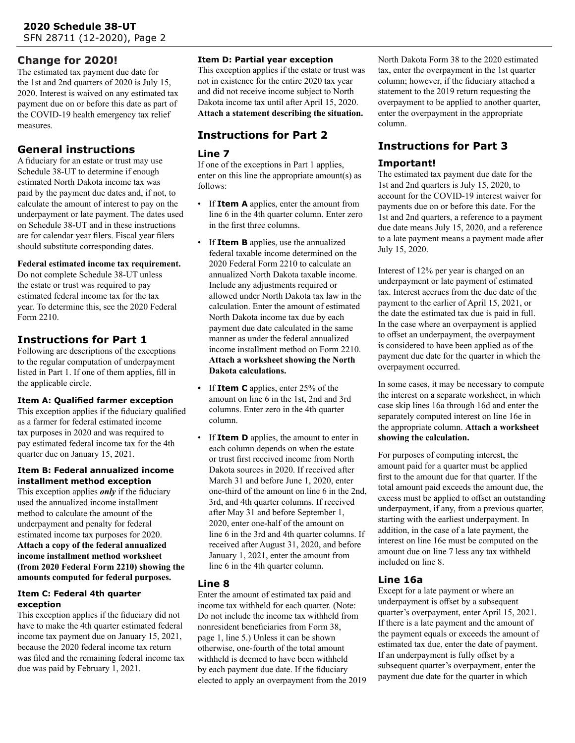## Change for 2020!

The estimated tax payment due date for the 1st and 2nd quarters of 2020 is July 15, 2020. Interest is waived on any estimated tax payment due on or before this date as part of the COVID-19 health emergency tax relief measures.

## General instructions

A fiduciary for an estate or trust may use Schedule 38-UT to determine if enough estimated North Dakota income tax was paid by the payment due dates and, if not, to calculate the amount of interest to pay on the underpayment or late payment. The dates used on Schedule 38-UT and in these instructions are for calendar year filers. Fiscal year filers should substitute corresponding dates.

**Federal estimated income tax requirement.** Do not complete Schedule 38-UT unless the estate or trust was required to pay estimated federal income tax for the tax year. To determine this, see the 2020 Federal Form 2210.

## Instructions for Part 1

Following are descriptions of the exceptions to the regular computation of underpayment listed in Part 1. If one of them applies, fill in the applicable circle.

### Item A: Qualified farmer exception

This exception applies if the fiduciary qualified as a farmer for federal estimated income tax purposes in 2020 and was required to pay estimated federal income tax for the 4th quarter due on January 15, 2021.

### Item B: Federal annualized income installment method exception

This exception applies ***only*** if the fiduciary used the annualized income installment method to calculate the amount of the underpayment and penalty for federal estimated income tax purposes for 2020. **Attach a copy of the federal annualized income installment method worksheet (from 2020 Federal Form 2210) showing the amounts computed for federal purposes.**

### Item C: Federal 4th quarter exception

This exception applies if the fiduciary did not have to make the 4th quarter estimated federal income tax payment due on January 15, 2021, because the 2020 federal income tax return was filed and the remaining federal income tax due was paid by February 1, 2021.

### Item D: Partial year exception

This exception applies if the estate or trust was not in existence for the entire 2020 tax year and did not receive income subject to North Dakota income tax until after April 15, 2020. **Attach a statement describing the situation.**

## Instructions for Part 2

### Line 7

If one of the exceptions in Part 1 applies, enter on this line the appropriate amount(s) as follows:

- If **Item A** applies, enter the amount from line 6 in the 4th quarter column. Enter zero in the first three columns.
- If **Item B** applies, use the annualized federal taxable income determined on the 2020 Federal Form 2210 to calculate an annualized North Dakota taxable income. Include any adjustments required or allowed under North Dakota tax law in the calculation. Enter the amount of estimated North Dakota income tax due by each payment due date calculated in the same manner as under the federal annualized income installment method on Form 2210. **Attach a worksheet showing the North Dakota calculations.**
- If **Item C** applies, enter 25% of the amount on line 6 in the 1st, 2nd and 3rd columns. Enter zero in the 4th quarter column.
- If **Item D** applies, the amount to enter in each column depends on when the estate or trust first received income from North Dakota sources in 2020. If received after March 31 and before June 1, 2020, enter one-third of the amount on line 6 in the 2nd, 3rd, and 4th quarter columns. If received after May 31 and before September 1, 2020, enter one-half of the amount on line 6 in the 3rd and 4th quarter columns. If received after August 31, 2020, and before January 1, 2021, enter the amount from line 6 in the 4th quarter column.

### Line 8

Enter the amount of estimated tax paid and income tax withheld for each quarter. (Note: Do not include the income tax withheld from nonresident beneficiaries from Form 38, page 1, line 5.) Unless it can be shown otherwise, one-fourth of the total amount withheld is deemed to have been withheld by each payment due date. If the fiduciary elected to apply an overpayment from the 2019 North Dakota Form 38 to the 2020 estimated tax, enter the overpayment in the 1st quarter column; however, if the fiduciary attached a statement to the 2019 return requesting the overpayment to be applied to another quarter, enter the overpayment in the appropriate column.

## Instructions for Part 3

### Important!

The estimated tax payment due date for the 1st and 2nd quarters is July 15, 2020, to account for the COVID-19 interest waiver for payments due on or before this date. For the 1st and 2nd quarters, a reference to a payment due date means July 15, 2020, and a reference to a late payment means a payment made after July 15, 2020.

Interest of 12% per year is charged on an underpayment or late payment of estimated tax. Interest accrues from the due date of the payment to the earlier of April 15, 2021, or the date the estimated tax due is paid in full. In the case where an overpayment is applied to offset an underpayment, the overpayment is considered to have been applied as of the payment due date for the quarter in which the overpayment occurred.

In some cases, it may be necessary to compute the interest on a separate worksheet, in which case skip lines 16a through 16d and enter the separately computed interest on line 16e in the appropriate column. **Attach a worksheet showing the calculation.**

For purposes of computing interest, the amount paid for a quarter must be applied first to the amount due for that quarter. If the total amount paid exceeds the amount due, the excess must be applied to offset an outstanding underpayment, if any, from a previous quarter, starting with the earliest underpayment. In addition, in the case of a late payment, the interest on line 16e must be computed on the amount due on line 7 less any tax withheld included on line 8.

### Line 16a

Except for a late payment or where an underpayment is offset by a subsequent quarter's overpayment, enter April 15, 2021. If there is a late payment and the amount of the payment equals or exceeds the amount of estimated tax due, enter the date of payment. If an underpayment is fully offset by a subsequent quarter's overpayment, enter the payment due date for the quarter in which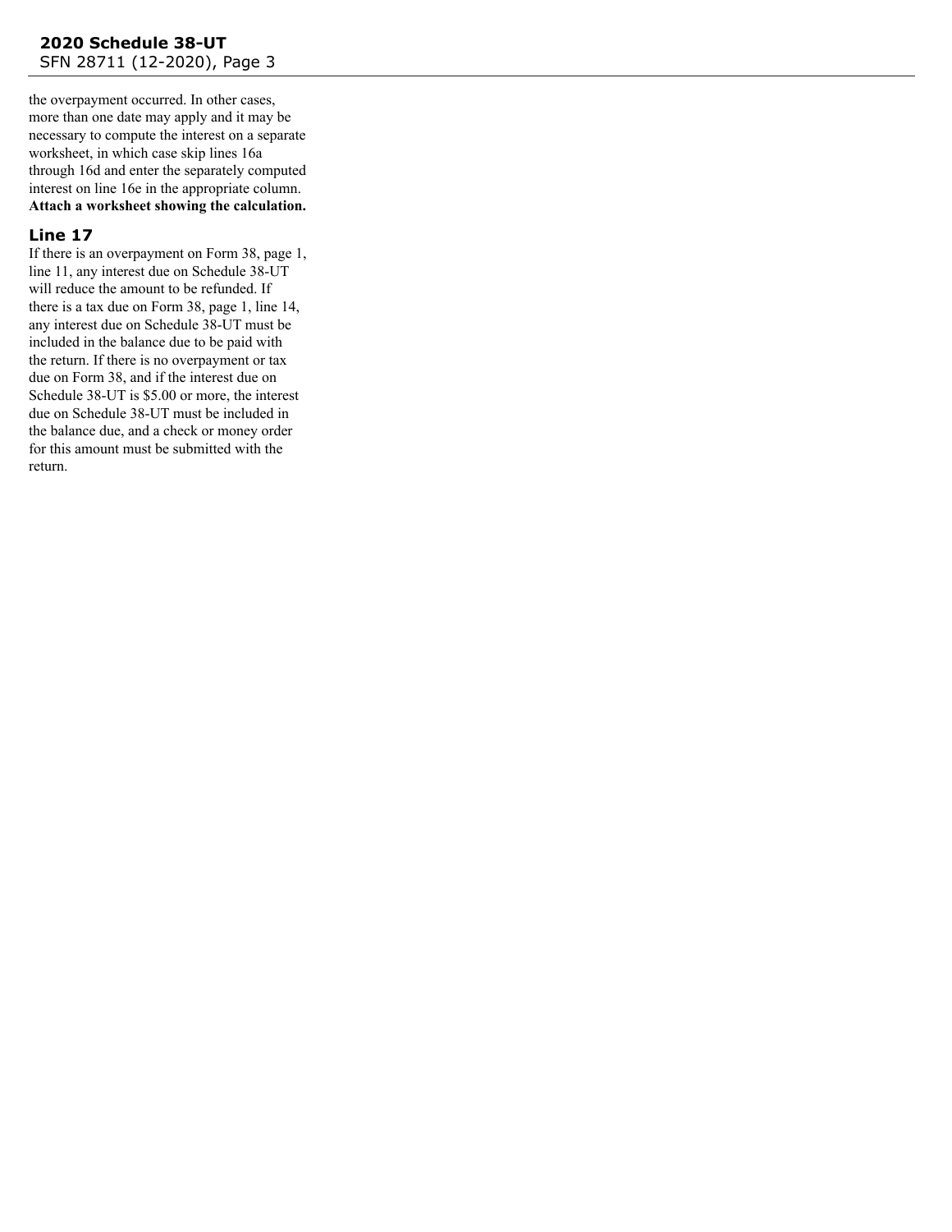the overpayment occurred. In other cases, more than one date may apply and it may be necessary to compute the interest on a separate worksheet, in which case skip lines 16a through 16d and enter the separately computed interest on line 16e in the appropriate column. **Attach a worksheet showing the calculation.**

### Line 17

If there is an overpayment on Form 38, page 1, line 11, any interest due on Schedule 38-UT will reduce the amount to be refunded. If there is a tax due on Form 38, page 1, line 14, any interest due on Schedule 38-UT must be included in the balance due to be paid with the return. If there is no overpayment or tax due on Form 38, and if the interest due on Schedule 38-UT is $5.00 or more, the interest due on Schedule 38-UT must be included in the balance due, and a check or money order for this amount must be submitted with the return.